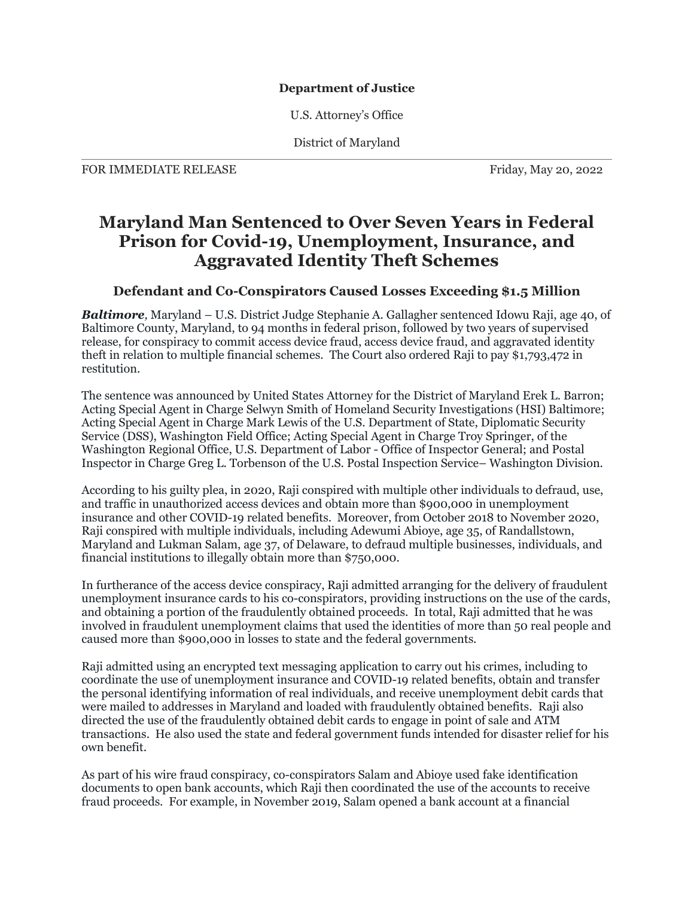**Department of Justice**

U.S. Attorney's Office

District of Maryland

FOR IMMEDIATE RELEASE Friday, May 20, 2022

# Maryland Man Sentenced to Over Seven Years in Federal Prison for Covid-19, Unemployment, Insurance, and Aggravated Identity Theft Schemes

### Defendant and Co-Conspirators Caused Losses Exceeding $1.5 Million

***Baltimore***, Maryland – U.S. District Judge Stephanie A. Gallagher sentenced Idowu Raji, age 40, of Baltimore County, Maryland, to 94 months in federal prison, followed by two years of supervised release, for conspiracy to commit access device fraud, access device fraud, and aggravated identity theft in relation to multiple financial schemes. The Court also ordered Raji to pay $1,793,472 in restitution.

The sentence was announced by United States Attorney for the District of Maryland Erek L. Barron; Acting Special Agent in Charge Selwyn Smith of Homeland Security Investigations (HSI) Baltimore; Acting Special Agent in Charge Mark Lewis of the U.S. Department of State, Diplomatic Security Service (DSS), Washington Field Office; Acting Special Agent in Charge Troy Springer, of the Washington Regional Office, U.S. Department of Labor - Office of Inspector General; and Postal Inspector in Charge Greg L. Torbenson of the U.S. Postal Inspection Service– Washington Division.

According to his guilty plea, in 2020, Raji conspired with multiple other individuals to defraud, use, and traffic in unauthorized access devices and obtain more than $900,000 in unemployment insurance and other COVID-19 related benefits. Moreover, from October 2018 to November 2020, Raji conspired with multiple individuals, including Adewumi Abioye, age 35, of Randallstown, Maryland and Lukman Salam, age 37, of Delaware, to defraud multiple businesses, individuals, and financial institutions to illegally obtain more than $750,000.

In furtherance of the access device conspiracy, Raji admitted arranging for the delivery of fraudulent unemployment insurance cards to his co-conspirators, providing instructions on the use of the cards, and obtaining a portion of the fraudulently obtained proceeds. In total, Raji admitted that he was involved in fraudulent unemployment claims that used the identities of more than 50 real people and caused more than $900,000 in losses to state and the federal governments.

Raji admitted using an encrypted text messaging application to carry out his crimes, including to coordinate the use of unemployment insurance and COVID-19 related benefits, obtain and transfer the personal identifying information of real individuals, and receive unemployment debit cards that were mailed to addresses in Maryland and loaded with fraudulently obtained benefits. Raji also directed the use of the fraudulently obtained debit cards to engage in point of sale and ATM transactions. He also used the state and federal government funds intended for disaster relief for his own benefit.

As part of his wire fraud conspiracy, co-conspirators Salam and Abioye used fake identification documents to open bank accounts, which Raji then coordinated the use of the accounts to receive fraud proceeds. For example, in November 2019, Salam opened a bank account at a financial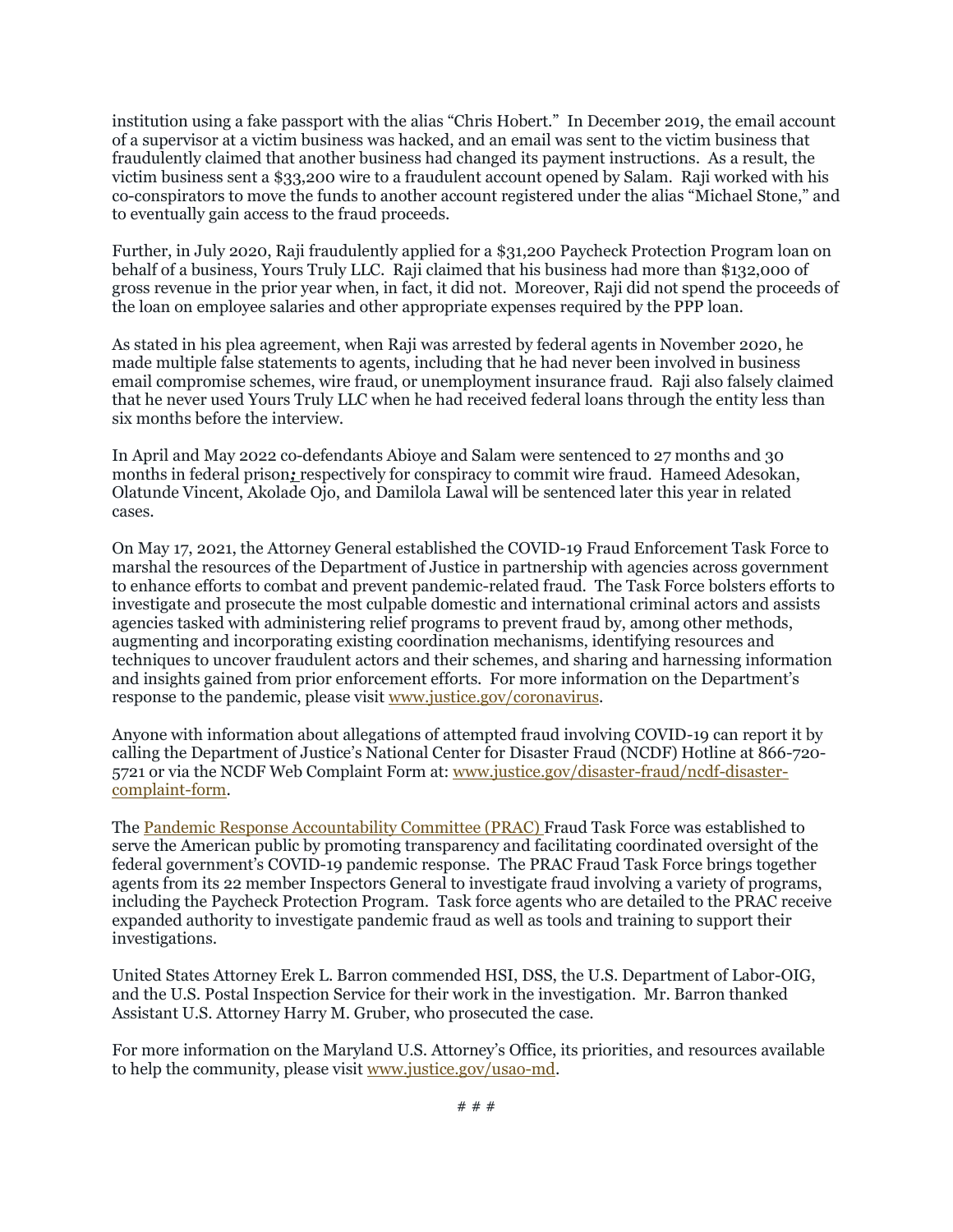institution using a fake passport with the alias "Chris Hobert." In December 2019, the email account of a supervisor at a victim business was hacked, and an email was sent to the victim business that fraudulently claimed that another business had changed its payment instructions. As a result, the victim business sent a $33,200 wire to a fraudulent account opened by Salam. Raji worked with his co-conspirators to move the funds to another account registered under the alias "Michael Stone," and to eventually gain access to the fraud proceeds.

Further, in July 2020, Raji fraudulently applied for a $31,200 Paycheck Protection Program loan on behalf of a business, Yours Truly LLC. Raji claimed that his business had more than $132,000 of gross revenue in the prior year when, in fact, it did not. Moreover, Raji did not spend the proceeds of the loan on employee salaries and other appropriate expenses required by the PPP loan.

As stated in his plea agreement, when Raji was arrested by federal agents in November 2020, he made multiple false statements to agents, including that he had never been involved in business email compromise schemes, wire fraud, or unemployment insurance fraud. Raji also falsely claimed that he never used Yours Truly LLC when he had received federal loans through the entity less than six months before the interview.

In April and May 2022 co-defendants Abioye and Salam were sentenced to 27 months and 30 months in federal prison; respectively for conspiracy to commit wire fraud. Hameed Adesokan, Olatunde Vincent, Akolade Ojo, and Damilola Lawal will be sentenced later this year in related cases.

On May 17, 2021, the Attorney General established the COVID-19 Fraud Enforcement Task Force to marshal the resources of the Department of Justice in partnership with agencies across government to enhance efforts to combat and prevent pandemic-related fraud. The Task Force bolsters efforts to investigate and prosecute the most culpable domestic and international criminal actors and assists agencies tasked with administering relief programs to prevent fraud by, among other methods, augmenting and incorporating existing coordination mechanisms, identifying resources and techniques to uncover fraudulent actors and their schemes, and sharing and harnessing information and insights gained from prior enforcement efforts. For more information on the Department's response to the pandemic, please visit www.justice.gov/coronavirus.

Anyone with information about allegations of attempted fraud involving COVID-19 can report it by calling the Department of Justice's National Center for Disaster Fraud (NCDF) Hotline at 866-720-5721 or via the NCDF Web Complaint Form at: www.justice.gov/disaster-fraud/ncdf-disaster-complaint-form.

The Pandemic Response Accountability Committee (PRAC) Fraud Task Force was established to serve the American public by promoting transparency and facilitating coordinated oversight of the federal government's COVID-19 pandemic response. The PRAC Fraud Task Force brings together agents from its 22 member Inspectors General to investigate fraud involving a variety of programs, including the Paycheck Protection Program. Task force agents who are detailed to the PRAC receive expanded authority to investigate pandemic fraud as well as tools and training to support their investigations.

United States Attorney Erek L. Barron commended HSI, DSS, the U.S. Department of Labor-OIG, and the U.S. Postal Inspection Service for their work in the investigation. Mr. Barron thanked Assistant U.S. Attorney Harry M. Gruber, who prosecuted the case.

For more information on the Maryland U.S. Attorney's Office, its priorities, and resources available to help the community, please visit www.justice.gov/usao-md.

# # #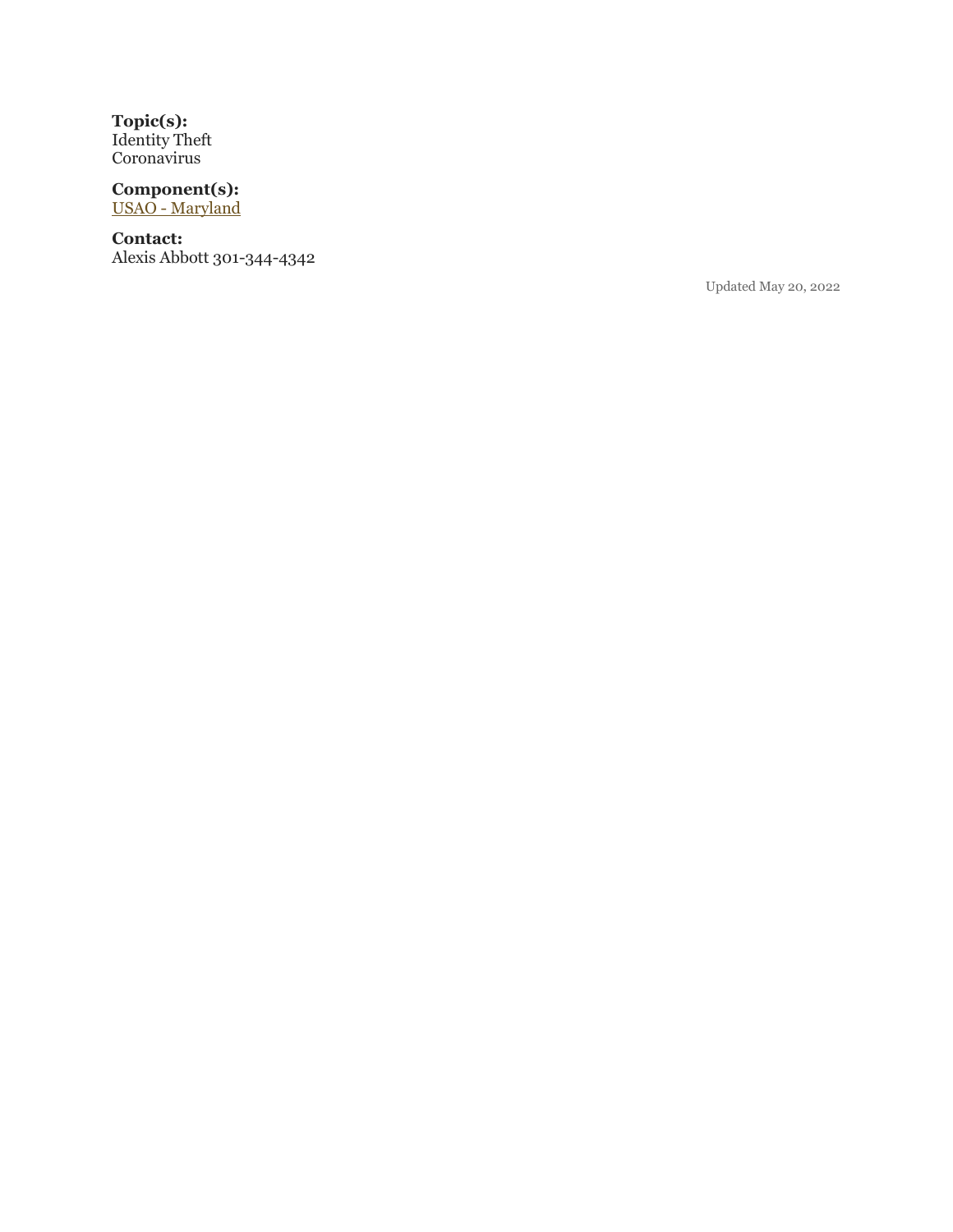**Topic(s):**
Identity Theft
Coronavirus

**Component(s):**
[USAO - Maryland]

**Contact:**
Alexis Abbott 301-344-4342

Updated May 20, 2022